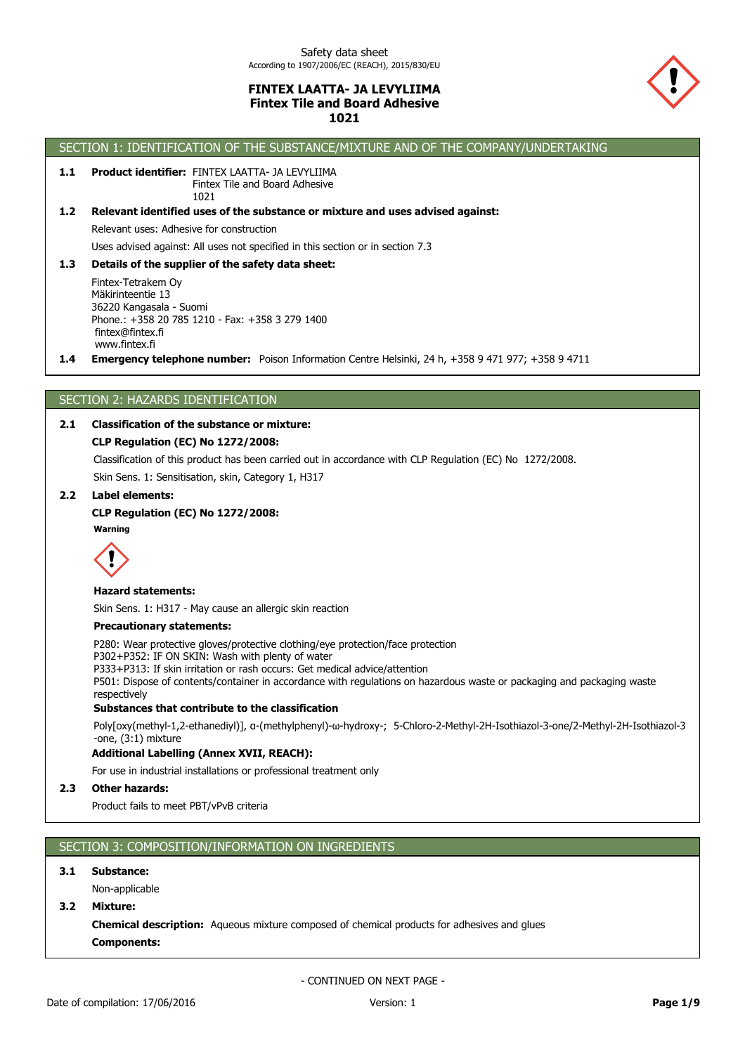Safety data sheet
According to 1907/2006/EC (REACH), 2015/830/EU

**FINTEX LAATTA- JA LEVYLIIMA**
**Fintex Tile and Board Adhesive**
**1021**

## SECTION 1: IDENTIFICATION OF THE SUBSTANCE/MIXTURE AND OF THE COMPANY/UNDERTAKING

**1.1 Product identifier:** FINTEX LAATTA- JA LEVYLIIMA
Fintex Tile and Board Adhesive
1021

**1.2 Relevant identified uses of the substance or mixture and uses advised against:**

Relevant uses: Adhesive for construction

Uses advised against: All uses not specified in this section or in section 7.3

**1.3 Details of the supplier of the safety data sheet:**

Fintex-Tetrakem Oy
Mäkirinteentie 13
36220 Kangasala - Suomi
Phone.: +358 20 785 1210 - Fax: +358 3 279 1400
fintex@fintex.fi
www.fintex.fi

**1.4 Emergency telephone number:** Poison Information Centre Helsinki, 24 h, +358 9 471 977; +358 9 4711

## SECTION 2: HAZARDS IDENTIFICATION

**2.1 Classification of the substance or mixture:**

**CLP Regulation (EC) No 1272/2008:**

Classification of this product has been carried out in accordance with CLP Regulation (EC) No 1272/2008.

Skin Sens. 1: Sensitisation, skin, Category 1, H317

**2.2 Label elements:**

**CLP Regulation (EC) No 1272/2008:**

**Warning**

**Hazard statements:**

Skin Sens. 1: H317 - May cause an allergic skin reaction

**Precautionary statements:**

P280: Wear protective gloves/protective clothing/eye protection/face protection
P302+P352: IF ON SKIN: Wash with plenty of water
P333+P313: If skin irritation or rash occurs: Get medical advice/attention
P501: Dispose of contents/container in accordance with regulations on hazardous waste or packaging and packaging waste respectively

**Substances that contribute to the classification**

Poly[oxy(methyl-1,2-ethanediyl)], α-(methylphenyl)-ω-hydroxy-; 5-Chloro-2-Methyl-2H-Isothiazol-3-one/2-Methyl-2H-Isothiazol-3-one, (3:1) mixture

**Additional Labelling (Annex XVII, REACH):**

For use in industrial installations or professional treatment only

**2.3 Other hazards:**

Product fails to meet PBT/vPvB criteria

## SECTION 3: COMPOSITION/INFORMATION ON INGREDIENTS

**3.1 Substance:**

Non-applicable

**3.2 Mixture:**

**Chemical description:** Aqueous mixture composed of chemical products for adhesives and glues

**Components:**

- CONTINUED ON NEXT PAGE -

Date of compilation: 17/06/2016 Version: 1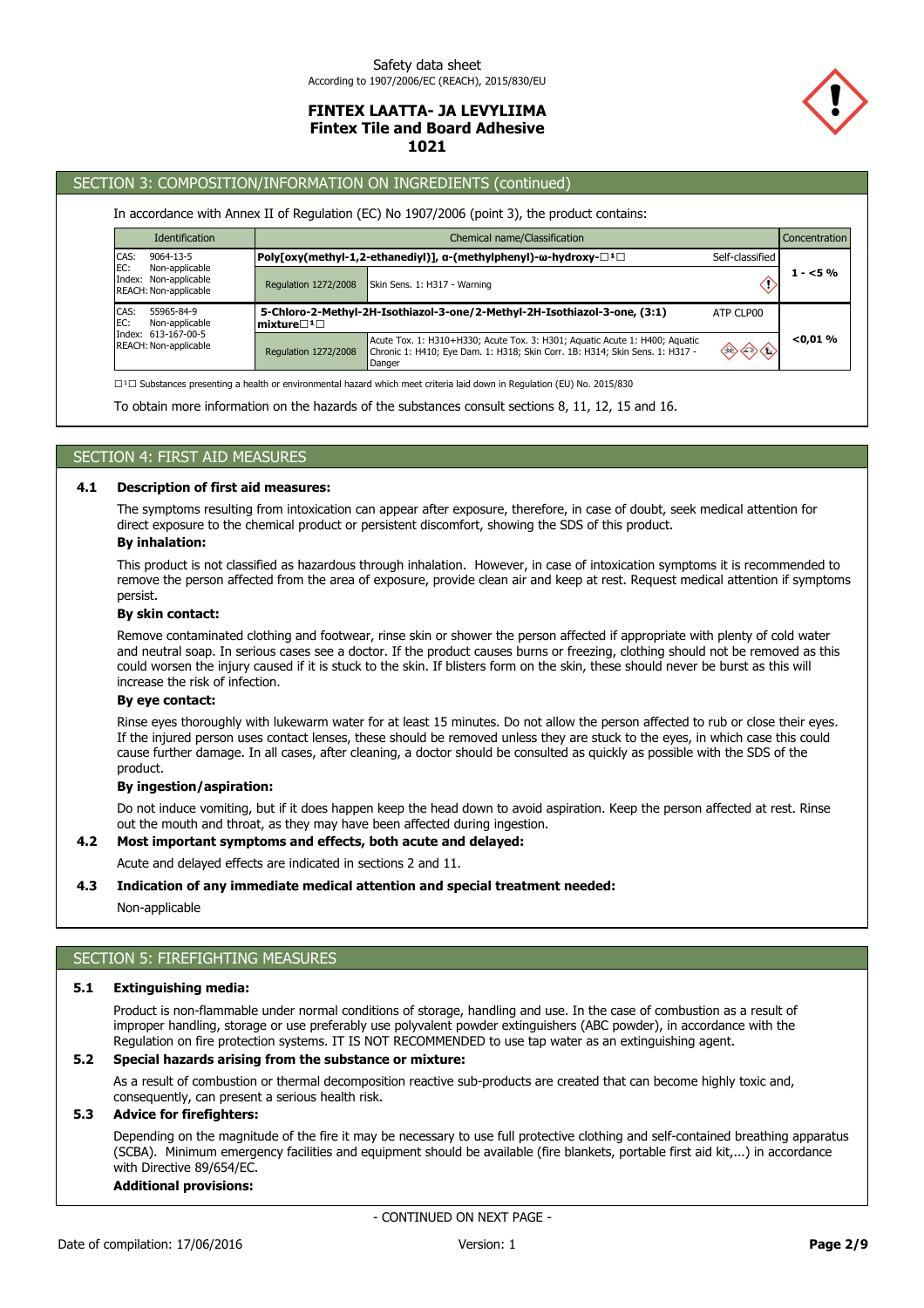## SECTION 3: COMPOSITION/INFORMATION ON INGREDIENTS (continued)

In accordance with Annex II of Regulation (EC) No 1907/2006 (point 3), the product contains:

| Identification | Chemical name/Classification | | | Concentration |
|---|---|---|---|---|
| CAS: 9064-13-5<br>EC: Non-applicable<br>Index: Non-applicable<br>REACH: Non-applicable | **Poly[oxy(methyl-1,2-ethanediyl)], α-(methylphenyl)-ω-hydroxy-□¹□** | | Self-classified | 1 - <5 % |
| | Regulation 1272/2008 | Skin Sens. 1: H317 - Warning | | |
| CAS: 55965-84-9<br>EC: Non-applicable<br>Index: 613-167-00-5<br>REACH: Non-applicable | **5-Chloro-2-Methyl-2H-Isothiazol-3-one/2-Methyl-2H-Isothiazol-3-one, (3:1) mixture□¹□** | | ATP CLP00 | <0,01 % |
| | Regulation 1272/2008 | Acute Tox. 1: H310+H330; Acute Tox. 3: H301; Aquatic Acute 1: H400; Aquatic Chronic 1: H410; Eye Dam. 1: H318; Skin Corr. 1B: H314; Skin Sens. 1: H317 - Danger | | |

□¹□ Substances presenting a health or environmental hazard which meet criteria laid down in Regulation (EU) No. 2015/830

To obtain more information on the hazards of the substances consult sections 8, 11, 12, 15 and 16.

## SECTION 4: FIRST AID MEASURES

### 4.1 Description of first aid measures:

The symptoms resulting from intoxication can appear after exposure, therefore, in case of doubt, seek medical attention for direct exposure to the chemical product or persistent discomfort, showing the SDS of this product.

**By inhalation:**

This product is not classified as hazardous through inhalation. However, in case of intoxication symptoms it is recommended to remove the person affected from the area of exposure, provide clean air and keep at rest. Request medical attention if symptoms persist.

**By skin contact:**

Remove contaminated clothing and footwear, rinse skin or shower the person affected if appropriate with plenty of cold water and neutral soap. In serious cases see a doctor. If the product causes burns or freezing, clothing should not be removed as this could worsen the injury caused if it is stuck to the skin. If blisters form on the skin, these should never be burst as this will increase the risk of infection.

**By eye contact:**

Rinse eyes thoroughly with lukewarm water for at least 15 minutes. Do not allow the person affected to rub or close their eyes. If the injured person uses contact lenses, these should be removed unless they are stuck to the eyes, in which case this could cause further damage. In all cases, after cleaning, a doctor should be consulted as quickly as possible with the SDS of the product.

**By ingestion/aspiration:**

Do not induce vomiting, but if it does happen keep the head down to avoid aspiration. Keep the person affected at rest. Rinse out the mouth and throat, as they may have been affected during ingestion.

### 4.2 Most important symptoms and effects, both acute and delayed:

Acute and delayed effects are indicated in sections 2 and 11.

### 4.3 Indication of any immediate medical attention and special treatment needed:

Non-applicable

## SECTION 5: FIREFIGHTING MEASURES

### 5.1 Extinguishing media:

Product is non-flammable under normal conditions of storage, handling and use. In the case of combustion as a result of improper handling, storage or use preferably use polyvalent powder extinguishers (ABC powder), in accordance with the Regulation on fire protection systems. IT IS NOT RECOMMENDED to use tap water as an extinguishing agent.

### 5.2 Special hazards arising from the substance or mixture:

As a result of combustion or thermal decomposition reactive sub-products are created that can become highly toxic and, consequently, can present a serious health risk.

### 5.3 Advice for firefighters:

Depending on the magnitude of the fire it may be necessary to use full protective clothing and self-contained breathing apparatus (SCBA). Minimum emergency facilities and equipment should be available (fire blankets, portable first aid kit,...) in accordance with Directive 89/654/EC.

**Additional provisions:**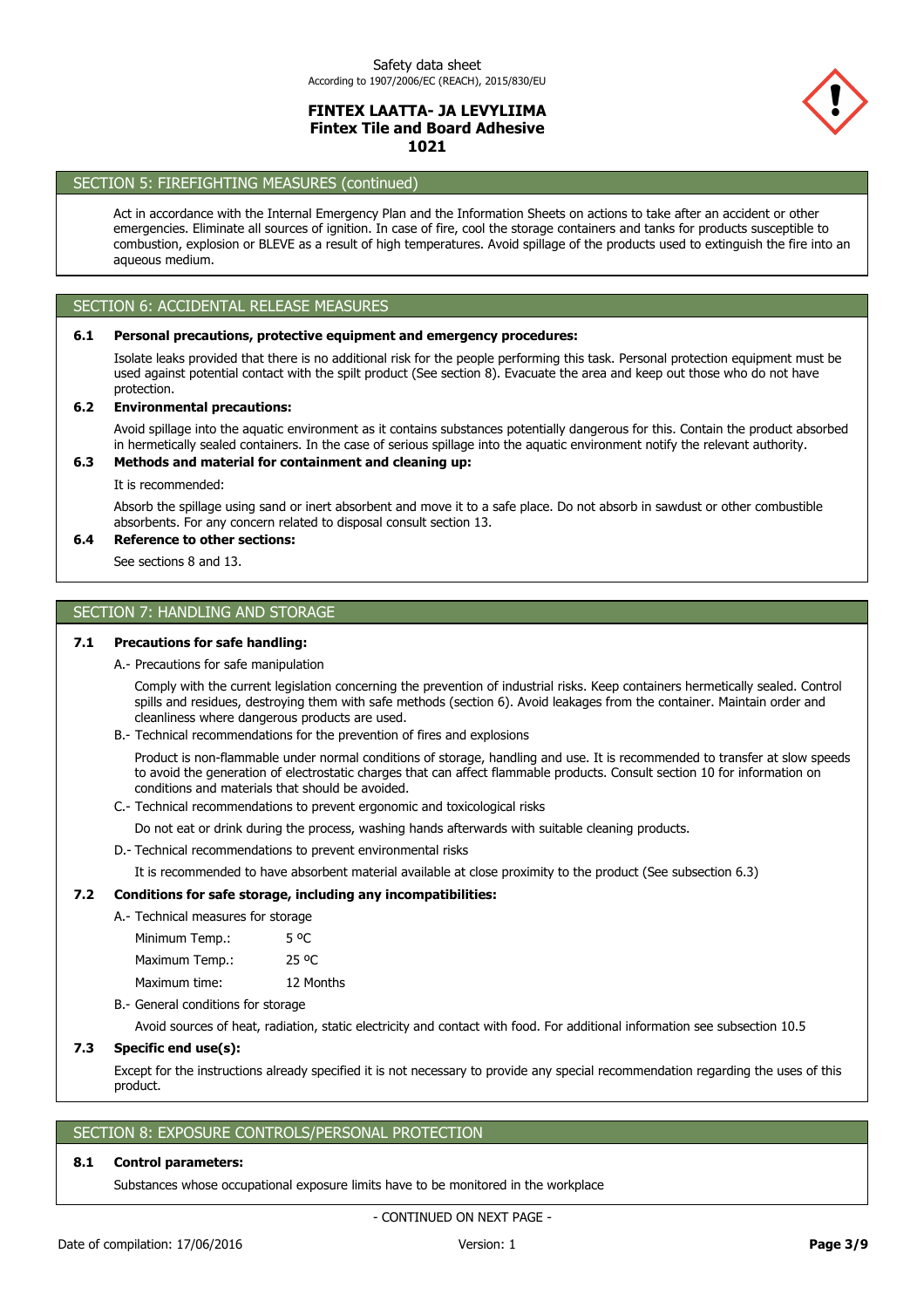## SECTION 5: FIREFIGHTING MEASURES (continued)

Act in accordance with the Internal Emergency Plan and the Information Sheets on actions to take after an accident or other emergencies. Eliminate all sources of ignition. In case of fire, cool the storage containers and tanks for products susceptible to combustion, explosion or BLEVE as a result of high temperatures. Avoid spillage of the products used to extinguish the fire into an aqueous medium.

## SECTION 6: ACCIDENTAL RELEASE MEASURES

### 6.1 Personal precautions, protective equipment and emergency procedures:

Isolate leaks provided that there is no additional risk for the people performing this task. Personal protection equipment must be used against potential contact with the spilt product (See section 8). Evacuate the area and keep out those who do not have protection.

### 6.2 Environmental precautions:

Avoid spillage into the aquatic environment as it contains substances potentially dangerous for this. Contain the product absorbed in hermetically sealed containers. In the case of serious spillage into the aquatic environment notify the relevant authority.

### 6.3 Methods and material for containment and cleaning up:

It is recommended:

Absorb the spillage using sand or inert absorbent and move it to a safe place. Do not absorb in sawdust or other combustible absorbents. For any concern related to disposal consult section 13.

### 6.4 Reference to other sections:

See sections 8 and 13.

## SECTION 7: HANDLING AND STORAGE

### 7.1 Precautions for safe handling:

A.- Precautions for safe manipulation

Comply with the current legislation concerning the prevention of industrial risks. Keep containers hermetically sealed. Control spills and residues, destroying them with safe methods (section 6). Avoid leakages from the container. Maintain order and cleanliness where dangerous products are used.

B.- Technical recommendations for the prevention of fires and explosions

Product is non-flammable under normal conditions of storage, handling and use. It is recommended to transfer at slow speeds to avoid the generation of electrostatic charges that can affect flammable products. Consult section 10 for information on conditions and materials that should be avoided.

C.- Technical recommendations to prevent ergonomic and toxicological risks

Do not eat or drink during the process, washing hands afterwards with suitable cleaning products.

D.- Technical recommendations to prevent environmental risks

It is recommended to have absorbent material available at close proximity to the product (See subsection 6.3)

### 7.2 Conditions for safe storage, including any incompatibilities:

A.- Technical measures for storage

| | |
|---|---|
| Minimum Temp.: | 5 ºC |
| Maximum Temp.: | 25 ºC |
| Maximum time: | 12 Months |

B.- General conditions for storage

Avoid sources of heat, radiation, static electricity and contact with food. For additional information see subsection 10.5

### 7.3 Specific end use(s):

Except for the instructions already specified it is not necessary to provide any special recommendation regarding the uses of this product.

## SECTION 8: EXPOSURE CONTROLS/PERSONAL PROTECTION

### 8.1 Control parameters:

Substances whose occupational exposure limits have to be monitored in the workplace

- CONTINUED ON NEXT PAGE -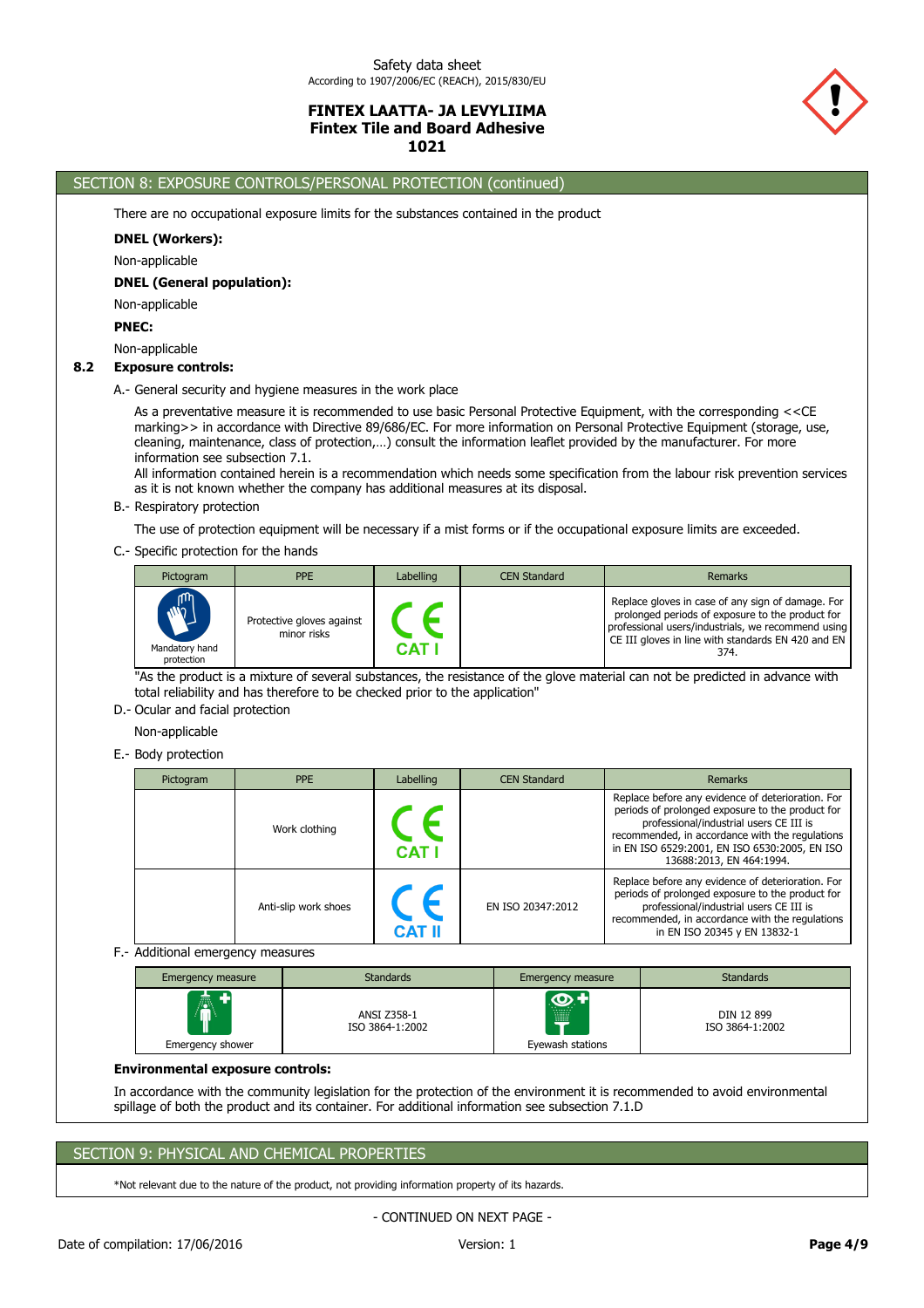## SECTION 8: EXPOSURE CONTROLS/PERSONAL PROTECTION (continued)

There are no occupational exposure limits for the substances contained in the product

**DNEL (Workers):**

Non-applicable

**DNEL (General population):**

Non-applicable

**PNEC:**

Non-applicable

### 8.2 Exposure controls:

A.- General security and hygiene measures in the work place

As a preventative measure it is recommended to use basic Personal Protective Equipment, with the corresponding <<CE marking>> in accordance with Directive 89/686/EC. For more information on Personal Protective Equipment (storage, use, cleaning, maintenance, class of protection,…) consult the information leaflet provided by the manufacturer. For more information see subsection 7.1.

All information contained herein is a recommendation which needs some specification from the labour risk prevention services as it is not known whether the company has additional measures at its disposal.

B.- Respiratory protection

The use of protection equipment will be necessary if a mist forms or if the occupational exposure limits are exceeded.

C.- Specific protection for the hands

| Pictogram | PPE | Labelling | CEN Standard | Remarks |
|---|---|---|---|---|
| Mandatory hand protection | Protective gloves against minor risks | CE CAT I | | Replace gloves in case of any sign of damage. For prolonged periods of exposure to the product for professional users/industrials, we recommend using CE III gloves in line with standards EN 420 and EN 374. |

"As the product is a mixture of several substances, the resistance of the glove material can not be predicted in advance with total reliability and has therefore to be checked prior to the application"

D.- Ocular and facial protection

Non-applicable

E.- Body protection

| Pictogram | PPE | Labelling | CEN Standard | Remarks |
|---|---|---|---|---|
| | Work clothing | CE CAT I | | Replace before any evidence of deterioration. For periods of prolonged exposure to the product for professional/industrial users CE III is recommended, in accordance with the regulations in EN ISO 6529:2001, EN ISO 6530:2005, EN ISO 13688:2013, EN 464:1994. |
| | Anti-slip work shoes | CE CAT II | EN ISO 20347:2012 | Replace before any evidence of deterioration. For periods of prolonged exposure to the product for professional/industrial users CE III is recommended, in accordance with the regulations in EN ISO 20345 y EN 13832-1 |

F.- Additional emergency measures

| Emergency measure | Standards | Emergency measure | Standards |
|---|---|---|---|
| Emergency shower | ANSI Z358-1<br>ISO 3864-1:2002 | Eyewash stations | DIN 12 899<br>ISO 3864-1:2002 |

**Environmental exposure controls:**

In accordance with the community legislation for the protection of the environment it is recommended to avoid environmental spillage of both the product and its container. For additional information see subsection 7.1.D

## SECTION 9: PHYSICAL AND CHEMICAL PROPERTIES

*Not relevant due to the nature of the product, not providing information property of its hazards.

- CONTINUED ON NEXT PAGE -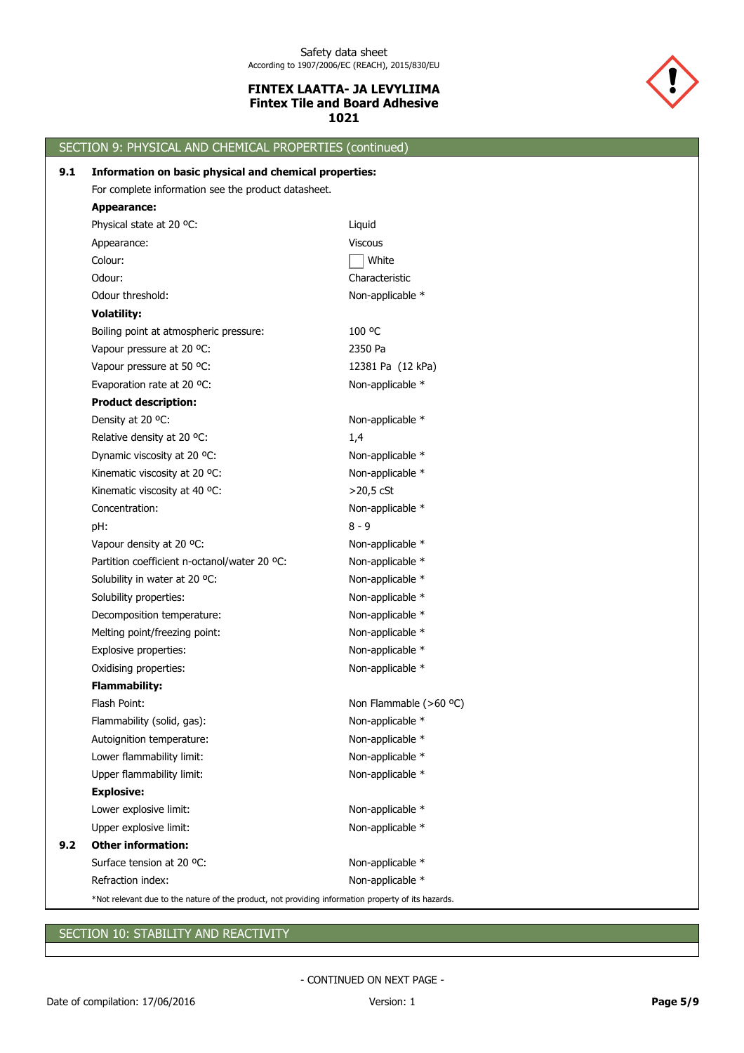## SECTION 9: PHYSICAL AND CHEMICAL PROPERTIES (continued)

**9.1 Information on basic physical and chemical properties:**

For complete information see the product datasheet.

| | |
|---|---|
| **Appearance:** | |
| Physical state at 20 ºC: | Liquid |
| Appearance: | Viscous |
| Colour: | White |
| Odour: | Characteristic |
| Odour threshold: | Non-applicable * |
| **Volatility:** | |
| Boiling point at atmospheric pressure: | 100 ºC |
| Vapour pressure at 20 ºC: | 2350 Pa |
| Vapour pressure at 50 ºC: | 12381 Pa (12 kPa) |
| Evaporation rate at 20 ºC: | Non-applicable * |
| **Product description:** | |
| Density at 20 ºC: | Non-applicable * |
| Relative density at 20 ºC: | 1,4 |
| Dynamic viscosity at 20 ºC: | Non-applicable * |
| Kinematic viscosity at 20 ºC: | Non-applicable * |
| Kinematic viscosity at 40 ºC: | >20,5 cSt |
| Concentration: | Non-applicable * |
| pH: | 8 - 9 |
| Vapour density at 20 ºC: | Non-applicable * |
| Partition coefficient n-octanol/water 20 ºC: | Non-applicable * |
| Solubility in water at 20 ºC: | Non-applicable * |
| Solubility properties: | Non-applicable * |
| Decomposition temperature: | Non-applicable * |
| Melting point/freezing point: | Non-applicable * |
| Explosive properties: | Non-applicable * |
| Oxidising properties: | Non-applicable * |
| **Flammability:** | |
| Flash Point: | Non Flammable (>60 ºC) |
| Flammability (solid, gas): | Non-applicable * |
| Autoignition temperature: | Non-applicable * |
| Lower flammability limit: | Non-applicable * |
| Upper flammability limit: | Non-applicable * |
| **Explosive:** | |
| Lower explosive limit: | Non-applicable * |
| Upper explosive limit: | Non-applicable * |

**9.2 Other information:**

| | |
|---|---|
| Surface tension at 20 ºC: | Non-applicable * |
| Refraction index: | Non-applicable * |

*Not relevant due to the nature of the product, not providing information property of its hazards.

## SECTION 10: STABILITY AND REACTIVITY

- CONTINUED ON NEXT PAGE -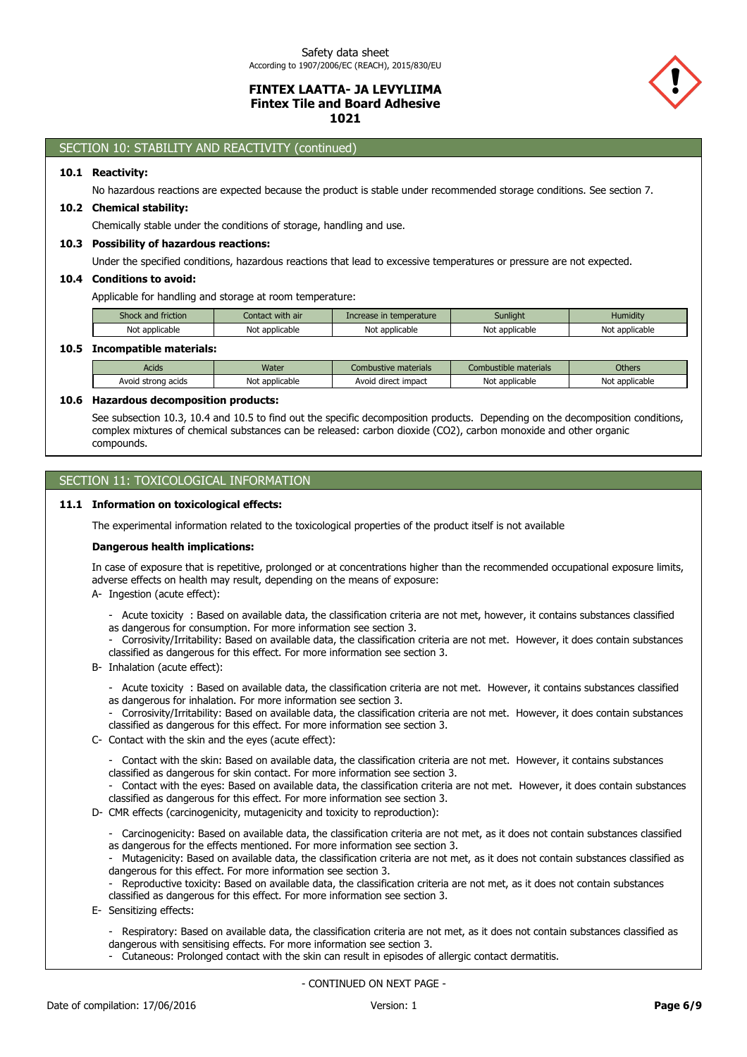## SECTION 10: STABILITY AND REACTIVITY (continued)

**10.1 Reactivity:**

No hazardous reactions are expected because the product is stable under recommended storage conditions. See section 7.

**10.2 Chemical stability:**

Chemically stable under the conditions of storage, handling and use.

**10.3 Possibility of hazardous reactions:**

Under the specified conditions, hazardous reactions that lead to excessive temperatures or pressure are not expected.

**10.4 Conditions to avoid:**

Applicable for handling and storage at room temperature:

| Shock and friction | Contact with air | Increase in temperature | Sunlight | Humidity |
|---|---|---|---|---|
| Not applicable | Not applicable | Not applicable | Not applicable | Not applicable |

**10.5 Incompatible materials:**

| Acids | Water | Combustive materials | Combustible materials | Others |
|---|---|---|---|---|
| Avoid strong acids | Not applicable | Avoid direct impact | Not applicable | Not applicable |

**10.6 Hazardous decomposition products:**

See subsection 10.3, 10.4 and 10.5 to find out the specific decomposition products. Depending on the decomposition conditions, complex mixtures of chemical substances can be released: carbon dioxide ($CO_2$), carbon monoxide and other organic compounds.

## SECTION 11: TOXICOLOGICAL INFORMATION

**11.1 Information on toxicological effects:**

The experimental information related to the toxicological properties of the product itself is not available

**Dangerous health implications:**

In case of exposure that is repetitive, prolonged or at concentrations higher than the recommended occupational exposure limits, adverse effects on health may result, depending on the means of exposure:

A- Ingestion (acute effect):

- Acute toxicity : Based on available data, the classification criteria are not met, however, it contains substances classified as dangerous for consumption. For more information see section 3.
- Corrosivity/Irritability: Based on available data, the classification criteria are not met. However, it does contain substances classified as dangerous for this effect. For more information see section 3.

B- Inhalation (acute effect):

- Acute toxicity : Based on available data, the classification criteria are not met. However, it contains substances classified as dangerous for inhalation. For more information see section 3.
- Corrosivity/Irritability: Based on available data, the classification criteria are not met. However, it does contain substances classified as dangerous for this effect. For more information see section 3.

C- Contact with the skin and the eyes (acute effect):

- Contact with the skin: Based on available data, the classification criteria are not met. However, it contains substances classified as dangerous for skin contact. For more information see section 3.
- Contact with the eyes: Based on available data, the classification criteria are not met. However, it does contain substances classified as dangerous for this effect. For more information see section 3.

D- CMR effects (carcinogenicity, mutagenicity and toxicity to reproduction):

- Carcinogenicity: Based on available data, the classification criteria are not met, as it does not contain substances classified as dangerous for the effects mentioned. For more information see section 3.
- Mutagenicity: Based on available data, the classification criteria are not met, as it does not contain substances classified as dangerous for this effect. For more information see section 3.
- Reproductive toxicity: Based on available data, the classification criteria are not met, as it does not contain substances classified as dangerous for this effect. For more information see section 3.

E- Sensitizing effects:

- Respiratory: Based on available data, the classification criteria are not met, as it does not contain substances classified as dangerous with sensitising effects. For more information see section 3.
- Cutaneous: Prolonged contact with the skin can result in episodes of allergic contact dermatitis.

- CONTINUED ON NEXT PAGE -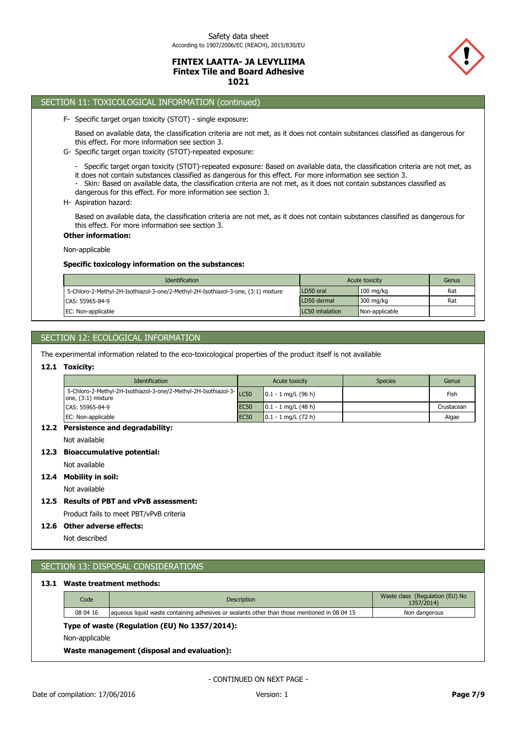## SECTION 11: TOXICOLOGICAL INFORMATION (continued)

F- Specific target organ toxicity (STOT) - single exposure:

Based on available data, the classification criteria are not met, as it does not contain substances classified as dangerous for this effect. For more information see section 3.

G- Specific target organ toxicity (STOT)-repeated exposure:

- Specific target organ toxicity (STOT)-repeated exposure: Based on available data, the classification criteria are not met, as it does not contain substances classified as dangerous for this effect. For more information see section 3.
- Skin: Based on available data, the classification criteria are not met, as it does not contain substances classified as dangerous for this effect. For more information see section 3.

H- Aspiration hazard:

Based on available data, the classification criteria are not met, as it does not contain substances classified as dangerous for this effect. For more information see section 3.

**Other information:**

Non-applicable

**Specific toxicology information on the substances:**

| Identification | Acute toxicity | | Genus |
|---|---|---|---|
| 5-Chloro-2-Methyl-2H-Isothiazol-3-one/2-Methyl-2H-Isothiazol-3-one, (3:1) mixture | LD50 oral | 100 mg/kg | Rat |
| CAS: 55965-84-9 | LD50 dermal | 300 mg/kg | Rat |
| EC: Non-applicable | LC50 inhalation | Non-applicable | |

## SECTION 12: ECOLOGICAL INFORMATION

The experimental information related to the eco-toxicological properties of the product itself is not available

### 12.1 Toxicity:

| Identification | Acute toxicity | | Species | Genus |
|---|---|---|---|---|
| 5-Chloro-2-Methyl-2H-Isothiazol-3-one/2-Methyl-2H-Isothiazol-3-one, (3:1) mixture | LC50 | 0.1 - 1 mg/L (96 h) | | Fish |
| CAS: 55965-84-9 | EC50 | 0.1 - 1 mg/L (48 h) | | Crustacean |
| EC: Non-applicable | EC50 | 0.1 - 1 mg/L (72 h) | | Algae |

### 12.2 Persistence and degradability:

Not available

### 12.3 Bioaccumulative potential:

Not available

### 12.4 Mobility in soil:

Not available

### 12.5 Results of PBT and vPvB assessment:

Product fails to meet PBT/vPvB criteria

### 12.6 Other adverse effects:

Not described

## SECTION 13: DISPOSAL CONSIDERATIONS

### 13.1 Waste treatment methods:

| Code | Description | Waste class (Regulation (EU) No 1357/2014) |
|---|---|---|
| 08 04 16 | aqueous liquid waste containing adhesives or sealants other than those mentioned in 08 04 15 | Non dangerous |

**Type of waste (Regulation (EU) No 1357/2014):**

Non-applicable

**Waste management (disposal and evaluation):**

- CONTINUED ON NEXT PAGE -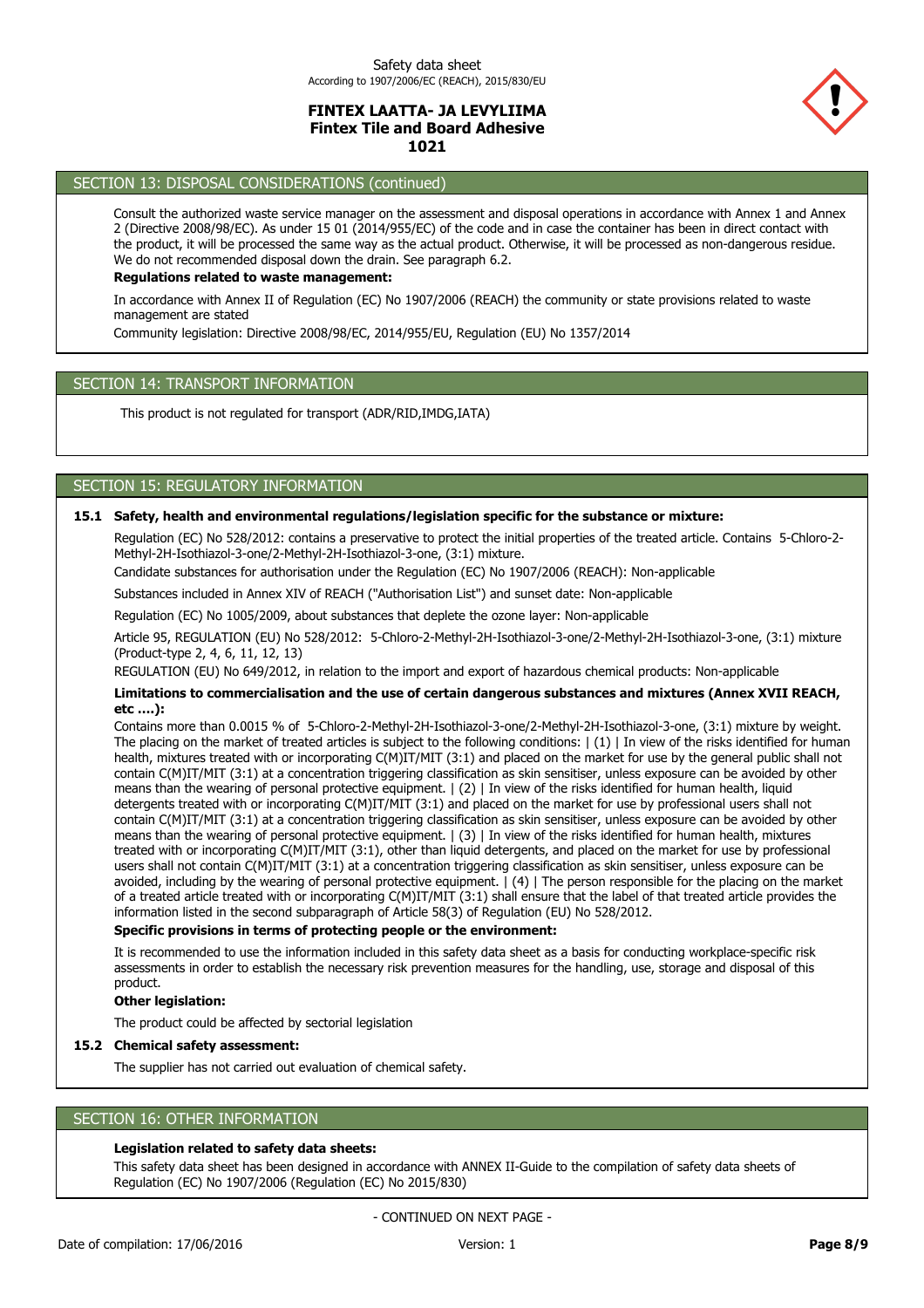## SECTION 13: DISPOSAL CONSIDERATIONS (continued)

Consult the authorized waste service manager on the assessment and disposal operations in accordance with Annex 1 and Annex 2 (Directive 2008/98/EC). As under 15 01 (2014/955/EC) of the code and in case the container has been in direct contact with the product, it will be processed the same way as the actual product. Otherwise, it will be processed as non-dangerous residue. We do not recommended disposal down the drain. See paragraph 6.2.

**Regulations related to waste management:**

In accordance with Annex II of Regulation (EC) No 1907/2006 (REACH) the community or state provisions related to waste management are stated

Community legislation: Directive 2008/98/EC, 2014/955/EU, Regulation (EU) No 1357/2014

## SECTION 14: TRANSPORT INFORMATION

This product is not regulated for transport (ADR/RID,IMDG,IATA)

## SECTION 15: REGULATORY INFORMATION

### 15.1 Safety, health and environmental regulations/legislation specific for the substance or mixture:

Regulation (EC) No 528/2012: contains a preservative to protect the initial properties of the treated article. Contains 5-Chloro-2-Methyl-2H-Isothiazol-3-one/2-Methyl-2H-Isothiazol-3-one, (3:1) mixture.

Candidate substances for authorisation under the Regulation (EC) No 1907/2006 (REACH): Non-applicable

Substances included in Annex XIV of REACH ("Authorisation List") and sunset date: Non-applicable

Regulation (EC) No 1005/2009, about substances that deplete the ozone layer: Non-applicable

Article 95, REGULATION (EU) No 528/2012: 5-Chloro-2-Methyl-2H-Isothiazol-3-one/2-Methyl-2H-Isothiazol-3-one, (3:1) mixture (Product-type 2, 4, 6, 11, 12, 13)

REGULATION (EU) No 649/2012, in relation to the import and export of hazardous chemical products: Non-applicable

**Limitations to commercialisation and the use of certain dangerous substances and mixtures (Annex XVII REACH, etc ….):**

Contains more than 0.0015 % of 5-Chloro-2-Methyl-2H-Isothiazol-3-one/2-Methyl-2H-Isothiazol-3-one, (3:1) mixture by weight. The placing on the market of treated articles is subject to the following conditions: | (1) | In view of the risks identified for human health, mixtures treated with or incorporating C(M)IT/MIT (3:1) and placed on the market for use by the general public shall not contain C(M)IT/MIT (3:1) at a concentration triggering classification as skin sensitiser, unless exposure can be avoided by other means than the wearing of personal protective equipment. | (2) | In view of the risks identified for human health, liquid detergents treated with or incorporating C(M)IT/MIT (3:1) and placed on the market for use by professional users shall not contain C(M)IT/MIT (3:1) at a concentration triggering classification as skin sensitiser, unless exposure can be avoided by other means than the wearing of personal protective equipment. | (3) | In view of the risks identified for human health, mixtures treated with or incorporating C(M)IT/MIT (3:1), other than liquid detergents, and placed on the market for use by professional users shall not contain C(M)IT/MIT (3:1) at a concentration triggering classification as skin sensitiser, unless exposure can be avoided, including by the wearing of personal protective equipment. | (4) | The person responsible for the placing on the market of a treated article treated with or incorporating C(M)IT/MIT (3:1) shall ensure that the label of that treated article provides the information listed in the second subparagraph of Article 58(3) of Regulation (EU) No 528/2012.

**Specific provisions in terms of protecting people or the environment:**

It is recommended to use the information included in this safety data sheet as a basis for conducting workplace-specific risk assessments in order to establish the necessary risk prevention measures for the handling, use, storage and disposal of this product.

**Other legislation:**

The product could be affected by sectorial legislation

### 15.2 Chemical safety assessment:

The supplier has not carried out evaluation of chemical safety.

## SECTION 16: OTHER INFORMATION

**Legislation related to safety data sheets:**

This safety data sheet has been designed in accordance with ANNEX II-Guide to the compilation of safety data sheets of Regulation (EC) No 1907/2006 (Regulation (EC) No 2015/830)

- CONTINUED ON NEXT PAGE -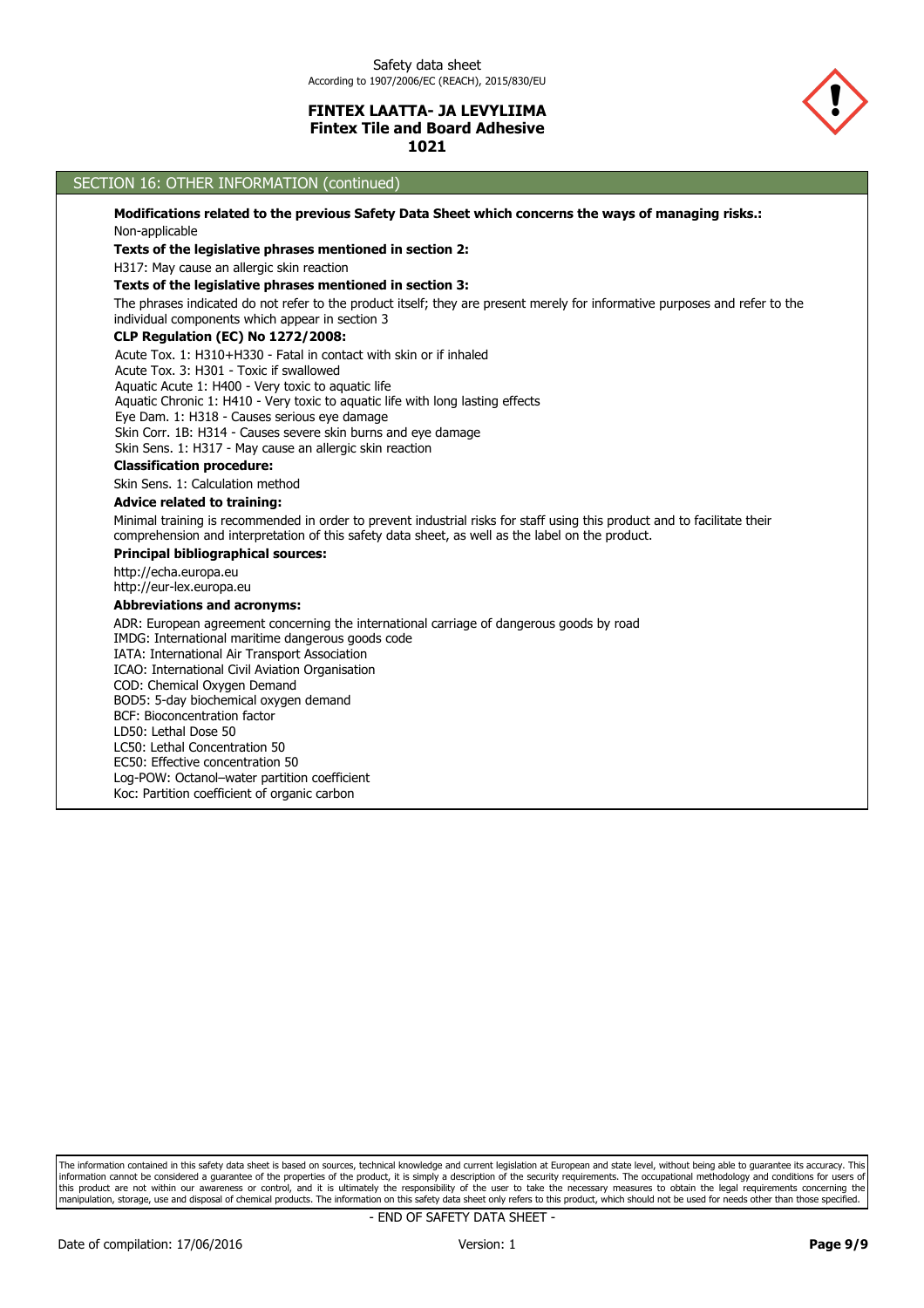## SECTION 16: OTHER INFORMATION (continued)

**Modifications related to the previous Safety Data Sheet which concerns the ways of managing risks.:**

Non-applicable

**Texts of the legislative phrases mentioned in section 2:**

H317: May cause an allergic skin reaction

**Texts of the legislative phrases mentioned in section 3:**

The phrases indicated do not refer to the product itself; they are present merely for informative purposes and refer to the individual components which appear in section 3

**CLP Regulation (EC) No 1272/2008:**

Acute Tox. 1: H310+H330 - Fatal in contact with skin or if inhaled
Acute Tox. 3: H301 - Toxic if swallowed
Aquatic Acute 1: H400 - Very toxic to aquatic life
Aquatic Chronic 1: H410 - Very toxic to aquatic life with long lasting effects
Eye Dam. 1: H318 - Causes serious eye damage
Skin Corr. 1B: H314 - Causes severe skin burns and eye damage
Skin Sens. 1: H317 - May cause an allergic skin reaction

**Classification procedure:**

Skin Sens. 1: Calculation method

**Advice related to training:**

Minimal training is recommended in order to prevent industrial risks for staff using this product and to facilitate their comprehension and interpretation of this safety data sheet, as well as the label on the product.

**Principal bibliographical sources:**

http://echa.europa.eu
http://eur-lex.europa.eu

**Abbreviations and acronyms:**

ADR: European agreement concerning the international carriage of dangerous goods by road
IMDG: International maritime dangerous goods code
IATA: International Air Transport Association
ICAO: International Civil Aviation Organisation
COD: Chemical Oxygen Demand
BOD5: 5-day biochemical oxygen demand
BCF: Bioconcentration factor
LD50: Lethal Dose 50
LC50: Lethal Concentration 50
EC50: Effective concentration 50
Log-POW: Octanol–water partition coefficient
Koc: Partition coefficient of organic carbon

The information contained in this safety data sheet is based on sources, technical knowledge and current legislation at European and state level, without being able to guarantee its accuracy. This information cannot be considered a guarantee of the properties of the product, it is simply a description of the security requirements. The occupational methodology and conditions for users of this product are not within our awareness or control, and it is ultimately the responsibility of the user to take the necessary measures to obtain the legal requirements concerning the manipulation, storage, use and disposal of chemical products. The information on this safety data sheet only refers to this product, which should not be used for needs other than those specified.

- END OF SAFETY DATA SHEET -